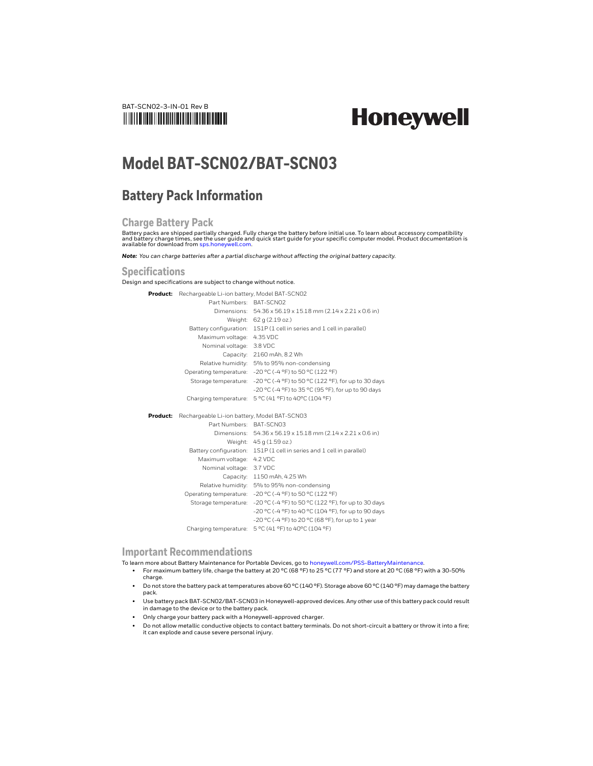BAT-SCN02-3-IN-01 Rev B

**Honeywell**

# Model BAT-SCN02/BAT-SCN03

## Battery Pack Information

### Charge Battery Pack

Battery packs are shipped partially charged. Fully charge the battery before initial use. To learn about accessory compatibility and battery charge times, see the user guide and quick start guide for your specific computer model. Product documentation is available for download from sps.honeywell.com.

***Note:*** *You can charge batteries after a partial discharge without affecting the original battery capacity.*

### Specifications

Design and specifications are subject to change without notice.

**Product:** Rechargeable Li-ion battery, Model BAT-SCN02

| | |
|---|---|
| Part Numbers: | BAT-SCN02 |
| Dimensions: | 54.36 x 56.19 x 15.18 mm (2.14 x 2.21 x 0.6 in) |
| Weight: | 62 g (2.19 oz.) |
| Battery configuration: | 1S1P (1 cell in series and 1 cell in parallel) |
| Maximum voltage: | 4.35 VDC |
| Nominal voltage: | 3.8 VDC |
| Capacity: | 2160 mAh, 8.2 Wh |
| Relative humidity: | 5% to 95% non-condensing |
| Operating temperature: | -20 °C (-4 °F) to 50 °C (122 °F) |
| Storage temperature: | -20 °C (-4 °F) to 50 °C (122 °F), for up to 30 days<br>-20 °C (-4 °F) to 35 °C (95 °F), for up to 90 days |
| Charging temperature: | 5 °C (41 °F) to 40°C (104 °F) |

**Product:** Rechargeable Li-ion battery, Model BAT-SCN03

| | |
|---|---|
| Part Numbers: | BAT-SCN03 |
| Dimensions: | 54.36 x 56.19 x 15.18 mm (2.14 x 2.21 x 0.6 in) |
| Weight: | 45 g (1.59 oz.) |
| Battery configuration: | 1S1P (1 cell in series and 1 cell in parallel) |
| Maximum voltage: | 4.2 VDC |
| Nominal voltage: | 3.7 VDC |
| Capacity: | 1150 mAh, 4.25 Wh |
| Relative humidity: | 5% to 95% non-condensing |
| Operating temperature: | -20 °C (-4 °F) to 50 °C (122 °F) |
| Storage temperature: | -20 °C (-4 °F) to 50 °C (122 °F), for up to 30 days<br>-20 °C (-4 °F) to 40 °C (104 °F), for up to 90 days<br>-20 °C (-4 °F) to 20 °C (68 °F), for up to 1 year |
| Charging temperature: | 5 °C (41 °F) to 40°C (104 °F) |

### Important Recommendations

To learn more about Battery Maintenance for Portable Devices, go to honeywell.com/PSS-BatteryMaintenance.

- For maximum battery life, charge the battery at 20 °C (68 °F) to 25 °C (77 °F) and store at 20 °C (68 °F) with a 30-50% charge.
- Do not store the battery pack at temperatures above 60 °C (140 °F). Storage above 60 °C (140 °F) may damage the battery pack.
- Use battery pack BAT-SCN02/BAT-SCN03 in Honeywell-approved devices. Any other use of this battery pack could result in damage to the device or to the battery pack.
- Only charge your battery pack with a Honeywell-approved charger.
- Do not allow metallic conductive objects to contact battery terminals. Do not short-circuit a battery or throw it into a fire; it can explode and cause severe personal injury.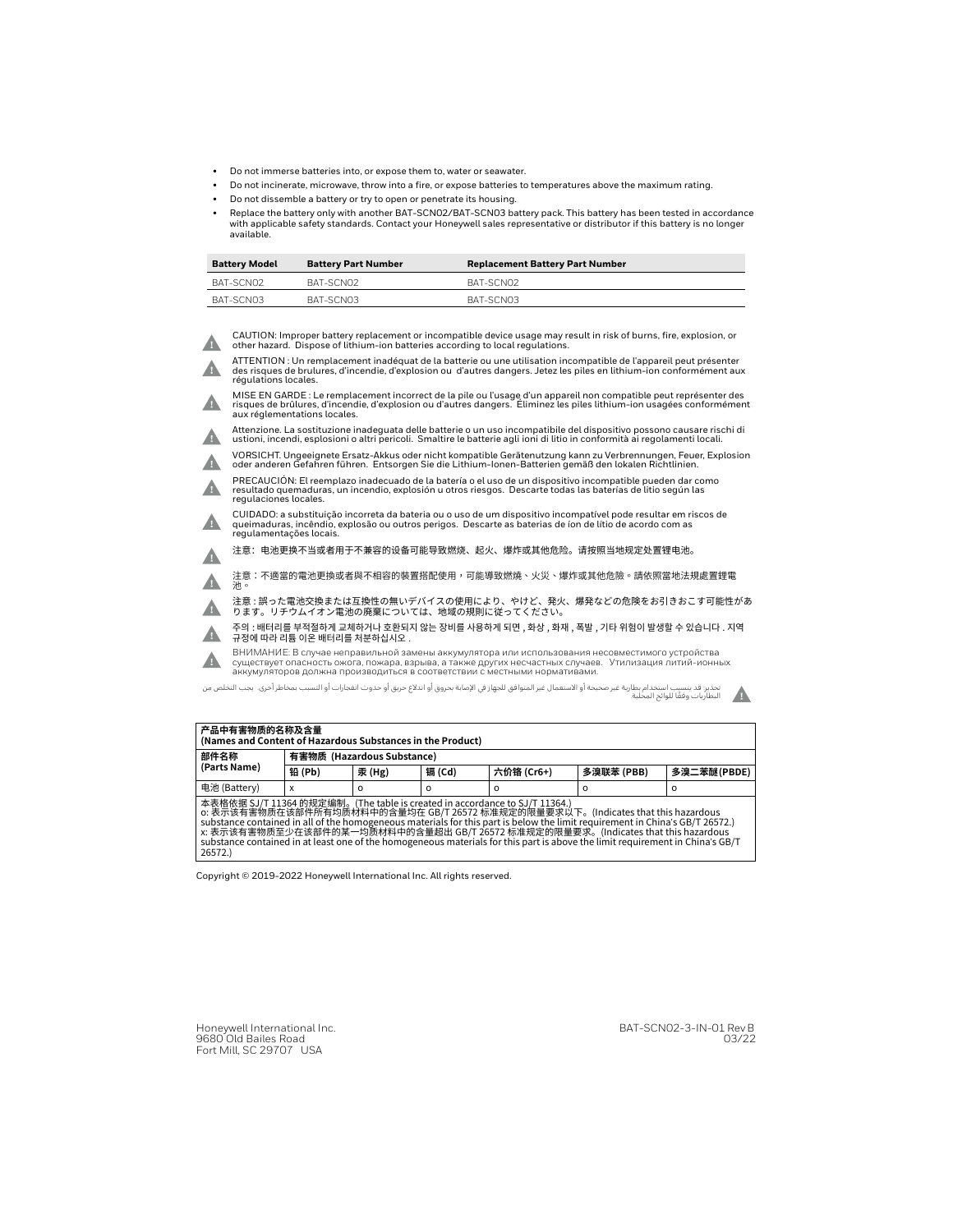- Do not immerse batteries into, or expose them to, water or seawater.
- Do not incinerate, microwave, throw into a fire, or expose batteries to temperatures above the maximum rating.
- Do not dissemble a battery or try to open or penetrate its housing.
- Replace the battery only with another BAT-SCN02/BAT-SCN03 battery pack. This battery has been tested in accordance with applicable safety standards. Contact your Honeywell sales representative or distributor if this battery is no longer available.

| Battery Model | Battery Part Number | Replacement Battery Part Number |
|---|---|---|
| BAT-SCN02 | BAT-SCN02 | BAT-SCN02 |
| BAT-SCN03 | BAT-SCN03 | BAT-SCN03 |

CAUTION: Improper battery replacement or incompatible device usage may result in risk of burns, fire, explosion, or other hazard. Dispose of lithium-ion batteries according to local regulations.

ATTENTION : Un remplacement inadéquat de la batterie ou une utilisation incompatible de l'appareil peut présenter des risques de brulures, d'incendie, d'explosion ou d'autres dangers. Jetez les piles en lithium-ion conformément aux régulations locales.

MISE EN GARDE : Le remplacement incorrect de la pile ou l'usage d'un appareil non compatible peut représenter des risques de brûlures, d'incendie, d'explosion ou d'autres dangers. Éliminez les piles lithium-ion usagées conformément aux réglementations locales.

Attenzione. La sostituzione inadeguata delle batterie o un uso incompatibile del dispositivo possono causare rischi di ustioni, incendi, esplosioni o altri pericoli. Smaltire le batterie agli ioni di litio in conformità ai regolamenti locali.

VORSICHT. Ungeeignete Ersatz-Akkus oder nicht kompatible Gerätenutzung kann zu Verbrennungen, Feuer, Explosion oder anderen Gefahren führen. Entsorgen Sie die Lithium-Ionen-Batterien gemäß den lokalen Richtlinien.

PRECAUCIÓN: El reemplazo inadecuado de la batería o el uso de un dispositivo incompatible pueden dar como resultado quemaduras, un incendio, explosión u otros riesgos. Descarte todas las baterías de litio según las regulaciones locales.

CUIDADO: a substituição incorreta da bateria ou o uso de um dispositivo incompatível pode resultar em riscos de queimaduras, incêndio, explosão ou outros perigos. Descarte as baterias de íon de lítio de acordo com as regulamentações locais.

注意：电池更换不当或者用于不兼容的设备可能导致燃烧、起火、爆炸或其他危险。请按照当地规定处置锂电池。

注意：不適當的電池更換或者與不相容的裝置搭配使用，可能導致燃燒、火災、爆炸或其他危險。請依照當地法規處置鋰電池。

注意：誤った電池交換または互換性の無いデバイスの使用により、やけど、発火、爆発などの危険をお引きおこす可能性があります。リチウムイオン電池の廃棄については、地域の規則に従ってください。

주의 : 배터리를 부적절하게 교체하거나 호환되지 않는 장비를 사용하게 되면 , 화상 , 화재 , 폭발 , 기타 위험이 발생할 수 있습니다 . 지역 규정에 따라 리튬 이온 배터리를 처분하십시오 .

ВНИМАНИЕ: В случае неправильной замены аккумулятора или использования несовместимого устройства существует опасность ожога, пожара, взрыва, а также других несчастных случаев. Утилизация литий-ионных аккумуляторов должна производиться в соответствии с местными нормативами.

تحذير: قد يتسبب استخدام بطارية غير صحيحة أو الاستعمال غير المتوافق للجهاز في الإصابة بحروق أو اندلاع حريق أو حدوث انفجارات أو التسبب بمخاطر أخرى. يجب التخلص من البطاريات وفقًا للوائح المحلية.

| 产品中有害物质的名称及含量<br>(Names and Content of Hazardous Substances in the Product) | | | | | | |
|---|---|---|---|---|---|---|
| 部件名称<br>(Parts Name) | 有害物质 (Hazardous Substance) | | | | | |
| | 铅 (Pb) | 汞 (Hg) | 镉 (Cd) | 六价铬 (Cr6+) | 多溴联苯 (PBB) | 多溴二苯醚(PBDE) |
| 电池 (Battery) | x | o | o | o | o | o |

本表格依据 SJ/T 11364 的规定编制。(The table is created in accordance to SJ/T 11364.)
o: 表示该有害物质在该部件所有均质材料中的含量均在 GB/T 26572 标准规定的限量要求以下。(Indicates that this hazardous substance contained in all of the homogeneous materials for this part is below the limit requirement in China's GB/T 26572.)
x: 表示该有害物质至少在该部件的某一均质材料中的含量超出 GB/T 26572 标准规定的限量要求。(Indicates that this hazardous substance contained in at least one of the homogeneous materials for this part is above the limit requirement in China's GB/T 26572.)

Copyright © 2019-2022 Honeywell International Inc. All rights reserved.

Honeywell International Inc.
9680 Old Bailes Road
Fort Mill, SC 29707 USA

BAT-SCN02-3-IN-01 Rev B
03/22